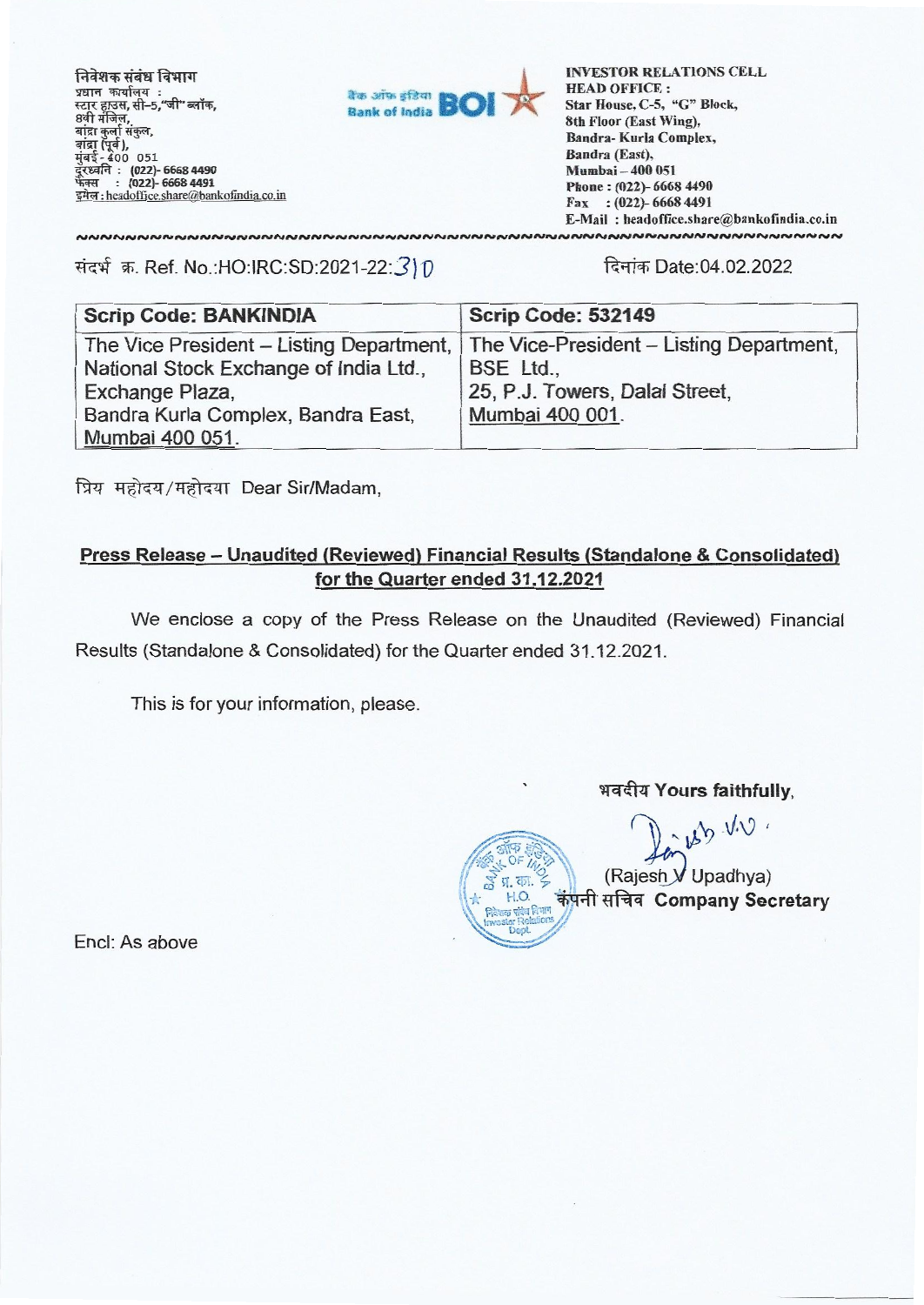निवेशक संबंध विभाग
प्रधान कार्यालय :
स्टार हाउस, सी-5,"जी" ब्लॉक,
8वी मंजिल,
बांद्रा कुर्ला संकुल,
बांद्रा (पूर्व),
मुंबई - 400 051
दूरध्वनि : (022)- 6668 4490
फैक्स : (022)- 6668 4491
इमेल : headoffice.share@bankofindia.co.in

बैंक ऑफ इंडिया Bank of India BOI

INVESTOR RELATIONS CELL
HEAD OFFICE :
Star House, C-5, "G" Block,
8th Floor (East Wing),
Bandra- Kurla Complex,
Bandra (East),
Mumbai – 400 051
Phone : (022)- 6668 4490
Fax : (022)- 6668 4491
E-Mail : headoffice.share@bankofindia.co.in

संदर्भ क्र. Ref. No.:HO:IRC:SD:2021-22:310

दिनांक Date:04.02.2022

| Scrip Code: BANKINDIA | Scrip Code: 532149 |
|---|---|
| The Vice President – Listing Department, National Stock Exchange of India Ltd., Exchange Plaza, Bandra Kurla Complex, Bandra East, Mumbai 400 051. | The Vice-President – Listing Department, BSE Ltd., 25, P.J. Towers, Dalal Street, Mumbai 400 001. |

प्रिय महोदय/महोदया Dear Sir/Madam,

**Press Release – Unaudited (Reviewed) Financial Results (Standalone & Consolidated) for the Quarter ended 31.12.2021**

We enclose a copy of the Press Release on the Unaudited (Reviewed) Financial Results (Standalone & Consolidated) for the Quarter ended 31.12.2021.

This is for your information, please.

भवदीय **Yours faithfully,**

(Rajesh V Upadhya)
कंपनी सचिव **Company Secretary**

Encl: As above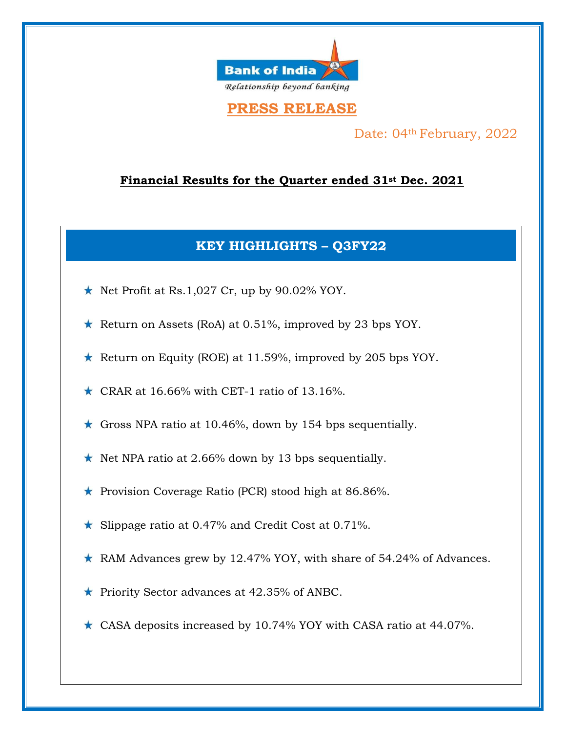Bank of India

*Relationship beyond banking*

## PRESS RELEASE

Date: 04th February, 2022

### Financial Results for the Quarter ended 31st Dec. 2021

### KEY HIGHLIGHTS – Q3FY22

- Net Profit at Rs.1,027 Cr, up by 90.02% YOY.
- Return on Assets (RoA) at 0.51%, improved by 23 bps YOY.
- Return on Equity (ROE) at 11.59%, improved by 205 bps YOY.
- CRAR at 16.66% with CET-1 ratio of 13.16%.
- Gross NPA ratio at 10.46%, down by 154 bps sequentially.
- Net NPA ratio at 2.66% down by 13 bps sequentially.
- Provision Coverage Ratio (PCR) stood high at 86.86%.
- Slippage ratio at 0.47% and Credit Cost at 0.71%.
- RAM Advances grew by 12.47% YOY, with share of 54.24% of Advances.
- Priority Sector advances at 42.35% of ANBC.
- CASA deposits increased by 10.74% YOY with CASA ratio at 44.07%.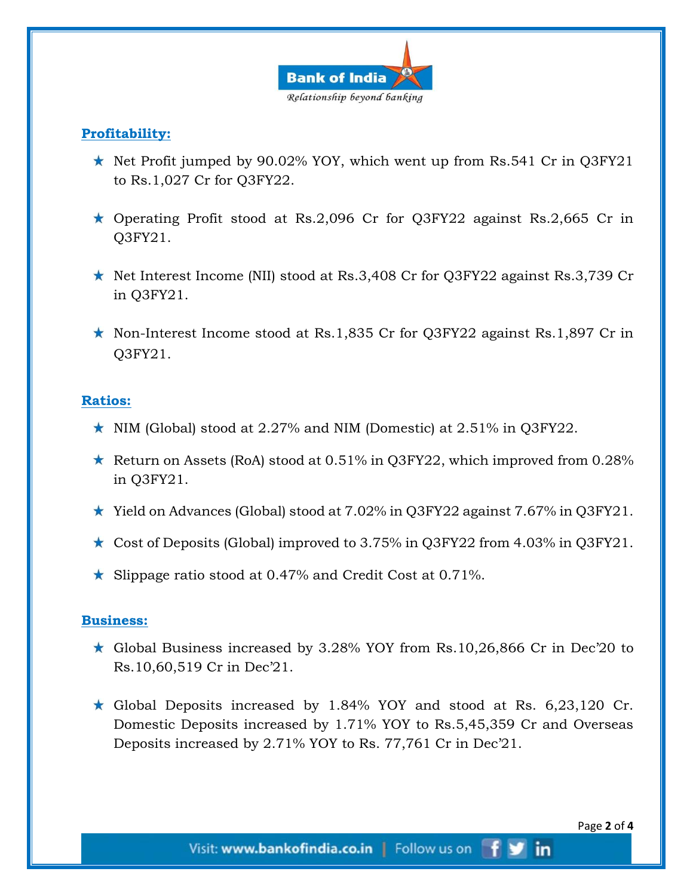## Profitability:

- Net Profit jumped by 90.02% YOY, which went up from Rs.541 Cr in Q3FY21 to Rs.1,027 Cr for Q3FY22.
- Operating Profit stood at Rs.2,096 Cr for Q3FY22 against Rs.2,665 Cr in Q3FY21.
- Net Interest Income (NII) stood at Rs.3,408 Cr for Q3FY22 against Rs.3,739 Cr in Q3FY21.
- Non-Interest Income stood at Rs.1,835 Cr for Q3FY22 against Rs.1,897 Cr in Q3FY21.

## Ratios:

- NIM (Global) stood at 2.27% and NIM (Domestic) at 2.51% in Q3FY22.
- Return on Assets (RoA) stood at 0.51% in Q3FY22, which improved from 0.28% in Q3FY21.
- Yield on Advances (Global) stood at 7.02% in Q3FY22 against 7.67% in Q3FY21.
- Cost of Deposits (Global) improved to 3.75% in Q3FY22 from 4.03% in Q3FY21.
- Slippage ratio stood at 0.47% and Credit Cost at 0.71%.

## Business:

- Global Business increased by 3.28% YOY from Rs.10,26,866 Cr in Dec'20 to Rs.10,60,519 Cr in Dec'21.
- Global Deposits increased by 1.84% YOY and stood at Rs. 6,23,120 Cr. Domestic Deposits increased by 1.71% YOY to Rs.5,45,359 Cr and Overseas Deposits increased by 2.71% YOY to Rs. 77,761 Cr in Dec'21.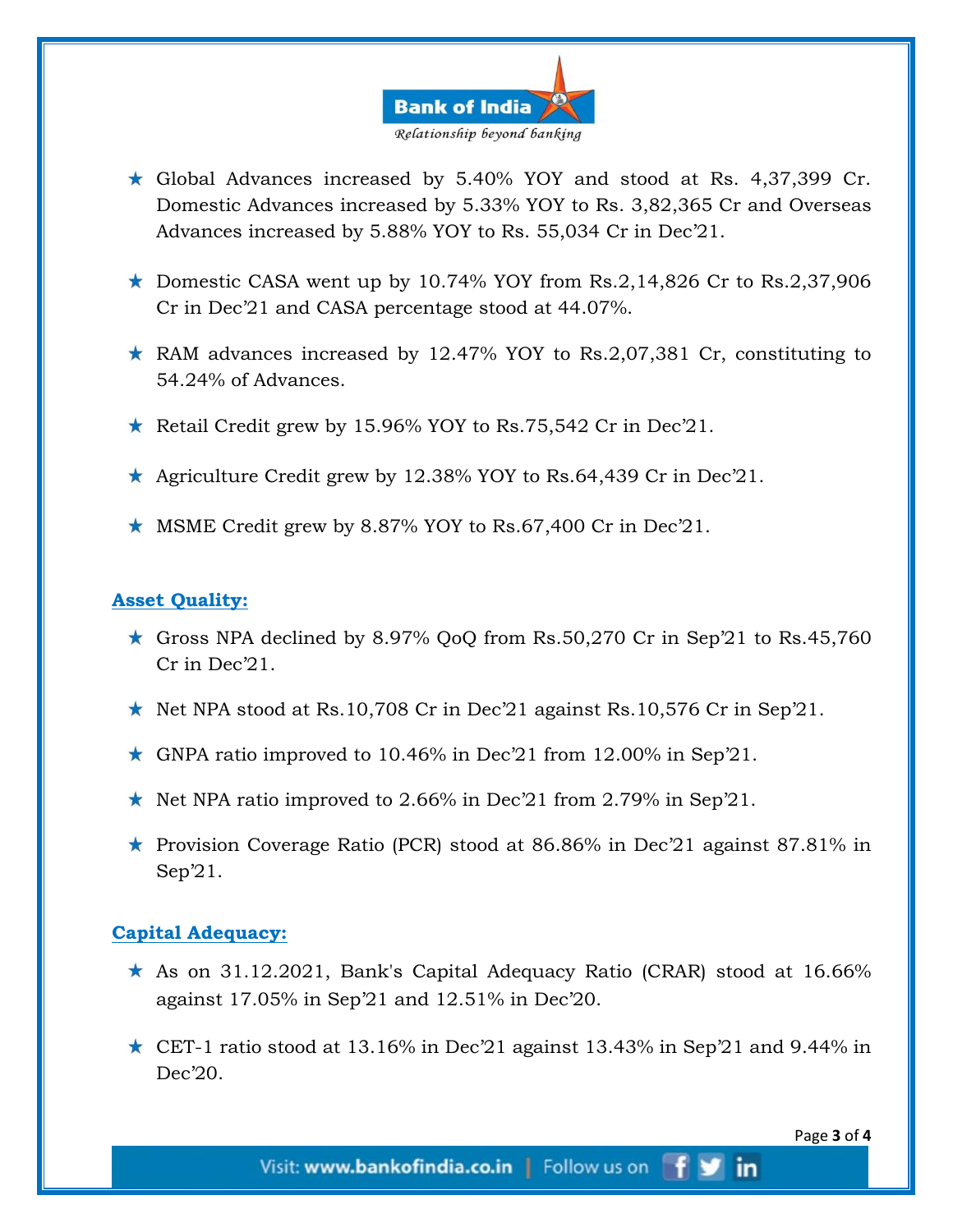- Global Advances increased by 5.40% YOY and stood at Rs. 4,37,399 Cr. Domestic Advances increased by 5.33% YOY to Rs. 3,82,365 Cr and Overseas Advances increased by 5.88% YOY to Rs. 55,034 Cr in Dec'21.

- Domestic CASA went up by 10.74% YOY from Rs.2,14,826 Cr to Rs.2,37,906 Cr in Dec'21 and CASA percentage stood at 44.07%.

- RAM advances increased by 12.47% YOY to Rs.2,07,381 Cr, constituting to 54.24% of Advances.

- Retail Credit grew by 15.96% YOY to Rs.75,542 Cr in Dec'21.

- Agriculture Credit grew by 12.38% YOY to Rs.64,439 Cr in Dec'21.

- MSME Credit grew by 8.87% YOY to Rs.67,400 Cr in Dec'21.

## Asset Quality:

- Gross NPA declined by 8.97% QoQ from Rs.50,270 Cr in Sep'21 to Rs.45,760 Cr in Dec'21.

- Net NPA stood at Rs.10,708 Cr in Dec'21 against Rs.10,576 Cr in Sep'21.

- GNPA ratio improved to 10.46% in Dec'21 from 12.00% in Sep'21.

- Net NPA ratio improved to 2.66% in Dec'21 from 2.79% in Sep'21.

- Provision Coverage Ratio (PCR) stood at 86.86% in Dec'21 against 87.81% in Sep'21.

## Capital Adequacy:

- As on 31.12.2021, Bank's Capital Adequacy Ratio (CRAR) stood at 16.66% against 17.05% in Sep'21 and 12.51% in Dec'20.

- CET-1 ratio stood at 13.16% in Dec'21 against 13.43% in Sep'21 and 9.44% in Dec'20.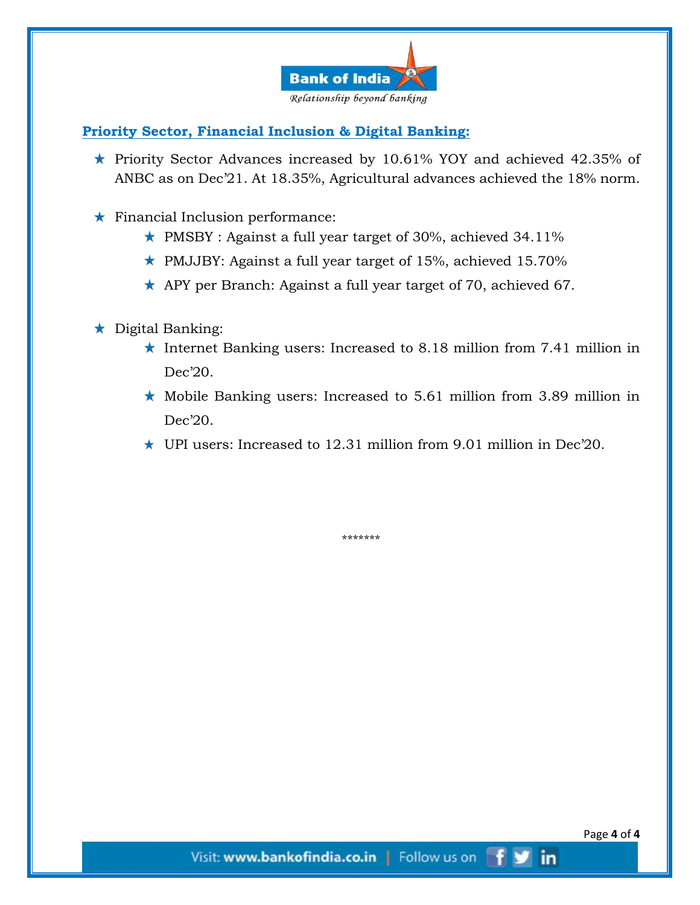## Priority Sector, Financial Inclusion & Digital Banking:

- Priority Sector Advances increased by 10.61% YOY and achieved 42.35% of ANBC as on Dec'21. At 18.35%, Agricultural advances achieved the 18% norm.

- Financial Inclusion performance:
  - PMSBY : Against a full year target of 30%, achieved 34.11%
  - PMJJBY: Against a full year target of 15%, achieved 15.70%
  - APY per Branch: Against a full year target of 70, achieved 67.

- Digital Banking:
  - Internet Banking users: Increased to 8.18 million from 7.41 million in Dec'20.
  - Mobile Banking users: Increased to 5.61 million from 3.89 million in Dec'20.
  - UPI users: Increased to 12.31 million from 9.01 million in Dec'20.

*******